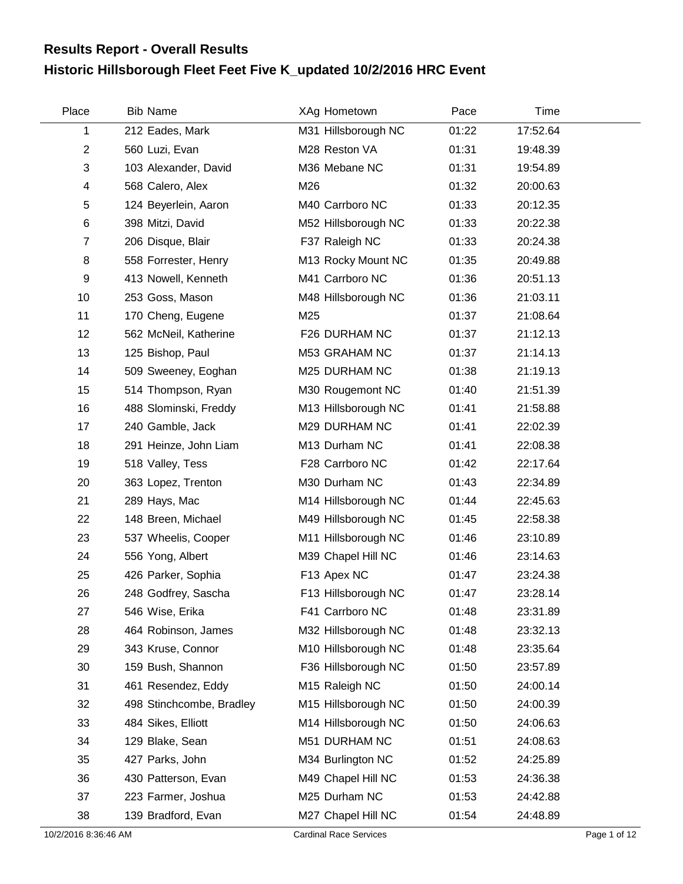# Results Report - Overall Results
## Historic Hillsborough Fleet Feet Five K_updated 10/2/2016 HRC Event

| Place | Bib | Name | XAg | Hometown | Pace | Time |
|---|---|---|---|---|---|---|
| 1 | 212 | Eades, Mark | M31 | Hillsborough NC | 01:22 | 17:52.64 |
| 2 | 560 | Luzi, Evan | M28 | Reston VA | 01:31 | 19:48.39 |
| 3 | 103 | Alexander, David | M36 | Mebane NC | 01:31 | 19:54.89 |
| 4 | 568 | Calero, Alex | M26 | | 01:32 | 20:00.63 |
| 5 | 124 | Beyerlein, Aaron | M40 | Carrboro NC | 01:33 | 20:12.35 |
| 6 | 398 | Mitzi, David | M52 | Hillsborough NC | 01:33 | 20:22.38 |
| 7 | 206 | Disque, Blair | F37 | Raleigh NC | 01:33 | 20:24.38 |
| 8 | 558 | Forrester, Henry | M13 | Rocky Mount NC | 01:35 | 20:49.88 |
| 9 | 413 | Nowell, Kenneth | M41 | Carrboro NC | 01:36 | 20:51.13 |
| 10 | 253 | Goss, Mason | M48 | Hillsborough NC | 01:36 | 21:03.11 |
| 11 | 170 | Cheng, Eugene | M25 | | 01:37 | 21:08.64 |
| 12 | 562 | McNeil, Katherine | F26 | DURHAM NC | 01:37 | 21:12.13 |
| 13 | 125 | Bishop, Paul | M53 | GRAHAM NC | 01:37 | 21:14.13 |
| 14 | 509 | Sweeney, Eoghan | M25 | DURHAM NC | 01:38 | 21:19.13 |
| 15 | 514 | Thompson, Ryan | M30 | Rougemont NC | 01:40 | 21:51.39 |
| 16 | 488 | Slominski, Freddy | M13 | Hillsborough NC | 01:41 | 21:58.88 |
| 17 | 240 | Gamble, Jack | M29 | DURHAM NC | 01:41 | 22:02.39 |
| 18 | 291 | Heinze, John Liam | M13 | Durham NC | 01:41 | 22:08.38 |
| 19 | 518 | Valley, Tess | F28 | Carrboro NC | 01:42 | 22:17.64 |
| 20 | 363 | Lopez, Trenton | M30 | Durham NC | 01:43 | 22:34.89 |
| 21 | 289 | Hays, Mac | M14 | Hillsborough NC | 01:44 | 22:45.63 |
| 22 | 148 | Breen, Michael | M49 | Hillsborough NC | 01:45 | 22:58.38 |
| 23 | 537 | Wheelis, Cooper | M11 | Hillsborough NC | 01:46 | 23:10.89 |
| 24 | 556 | Yong, Albert | M39 | Chapel Hill NC | 01:46 | 23:14.63 |
| 25 | 426 | Parker, Sophia | F13 | Apex NC | 01:47 | 23:24.38 |
| 26 | 248 | Godfrey, Sascha | F13 | Hillsborough NC | 01:47 | 23:28.14 |
| 27 | 546 | Wise, Erika | F41 | Carrboro NC | 01:48 | 23:31.89 |
| 28 | 464 | Robinson, James | M32 | Hillsborough NC | 01:48 | 23:32.13 |
| 29 | 343 | Kruse, Connor | M10 | Hillsborough NC | 01:48 | 23:35.64 |
| 30 | 159 | Bush, Shannon | F36 | Hillsborough NC | 01:50 | 23:57.89 |
| 31 | 461 | Resendez, Eddy | M15 | Raleigh NC | 01:50 | 24:00.14 |
| 32 | 498 | Stinchcombe, Bradley | M15 | Hillsborough NC | 01:50 | 24:00.39 |
| 33 | 484 | Sikes, Elliott | M14 | Hillsborough NC | 01:50 | 24:06.63 |
| 34 | 129 | Blake, Sean | M51 | DURHAM NC | 01:51 | 24:08.63 |
| 35 | 427 | Parks, John | M34 | Burlington NC | 01:52 | 24:25.89 |
| 36 | 430 | Patterson, Evan | M49 | Chapel Hill NC | 01:53 | 24:36.38 |
| 37 | 223 | Farmer, Joshua | M25 | Durham NC | 01:53 | 24:42.88 |
| 38 | 139 | Bradford, Evan | M27 | Chapel Hill NC | 01:54 | 24:48.89 |

10/2/2016 8:36:46 AM — Cardinal Race Services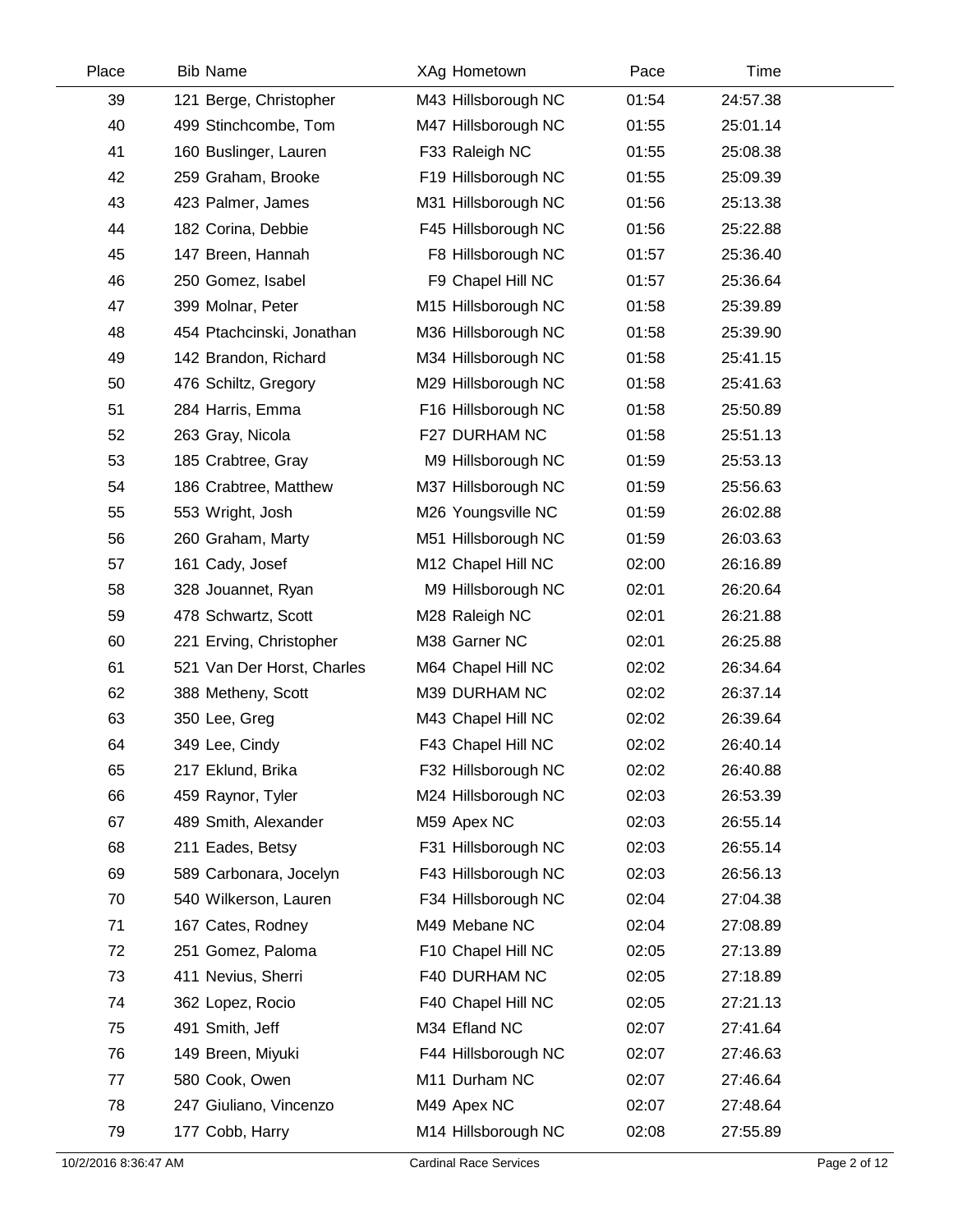| Place | Bib | Name | XAg | Hometown | Pace | Time |
|---|---|---|---|---|---|---|
| 39 | 121 | Berge, Christopher | M43 | Hillsborough NC | 01:54 | 24:57.38 |
| 40 | 499 | Stinchcombe, Tom | M47 | Hillsborough NC | 01:55 | 25:01.14 |
| 41 | 160 | Buslinger, Lauren | F33 | Raleigh NC | 01:55 | 25:08.38 |
| 42 | 259 | Graham, Brooke | F19 | Hillsborough NC | 01:55 | 25:09.39 |
| 43 | 423 | Palmer, James | M31 | Hillsborough NC | 01:56 | 25:13.38 |
| 44 | 182 | Corina, Debbie | F45 | Hillsborough NC | 01:56 | 25:22.88 |
| 45 | 147 | Breen, Hannah | F8 | Hillsborough NC | 01:57 | 25:36.40 |
| 46 | 250 | Gomez, Isabel | F9 | Chapel Hill NC | 01:57 | 25:36.64 |
| 47 | 399 | Molnar, Peter | M15 | Hillsborough NC | 01:58 | 25:39.89 |
| 48 | 454 | Ptachcinski, Jonathan | M36 | Hillsborough NC | 01:58 | 25:39.90 |
| 49 | 142 | Brandon, Richard | M34 | Hillsborough NC | 01:58 | 25:41.15 |
| 50 | 476 | Schiltz, Gregory | M29 | Hillsborough NC | 01:58 | 25:41.63 |
| 51 | 284 | Harris, Emma | F16 | Hillsborough NC | 01:58 | 25:50.89 |
| 52 | 263 | Gray, Nicola | F27 | DURHAM NC | 01:58 | 25:51.13 |
| 53 | 185 | Crabtree, Gray | M9 | Hillsborough NC | 01:59 | 25:53.13 |
| 54 | 186 | Crabtree, Matthew | M37 | Hillsborough NC | 01:59 | 25:56.63 |
| 55 | 553 | Wright, Josh | M26 | Youngsville NC | 01:59 | 26:02.88 |
| 56 | 260 | Graham, Marty | M51 | Hillsborough NC | 01:59 | 26:03.63 |
| 57 | 161 | Cady, Josef | M12 | Chapel Hill NC | 02:00 | 26:16.89 |
| 58 | 328 | Jouannet, Ryan | M9 | Hillsborough NC | 02:01 | 26:20.64 |
| 59 | 478 | Schwartz, Scott | M28 | Raleigh NC | 02:01 | 26:21.88 |
| 60 | 221 | Erving, Christopher | M38 | Garner NC | 02:01 | 26:25.88 |
| 61 | 521 | Van Der Horst, Charles | M64 | Chapel Hill NC | 02:02 | 26:34.64 |
| 62 | 388 | Metheny, Scott | M39 | DURHAM NC | 02:02 | 26:37.14 |
| 63 | 350 | Lee, Greg | M43 | Chapel Hill NC | 02:02 | 26:39.64 |
| 64 | 349 | Lee, Cindy | F43 | Chapel Hill NC | 02:02 | 26:40.14 |
| 65 | 217 | Eklund, Brika | F32 | Hillsborough NC | 02:02 | 26:40.88 |
| 66 | 459 | Raynor, Tyler | M24 | Hillsborough NC | 02:03 | 26:53.39 |
| 67 | 489 | Smith, Alexander | M59 | Apex NC | 02:03 | 26:55.14 |
| 68 | 211 | Eades, Betsy | F31 | Hillsborough NC | 02:03 | 26:55.14 |
| 69 | 589 | Carbonara, Jocelyn | F43 | Hillsborough NC | 02:03 | 26:56.13 |
| 70 | 540 | Wilkerson, Lauren | F34 | Hillsborough NC | 02:04 | 27:04.38 |
| 71 | 167 | Cates, Rodney | M49 | Mebane NC | 02:04 | 27:08.89 |
| 72 | 251 | Gomez, Paloma | F10 | Chapel Hill NC | 02:05 | 27:13.89 |
| 73 | 411 | Nevius, Sherri | F40 | DURHAM NC | 02:05 | 27:18.89 |
| 74 | 362 | Lopez, Rocio | F40 | Chapel Hill NC | 02:05 | 27:21.13 |
| 75 | 491 | Smith, Jeff | M34 | Efland NC | 02:07 | 27:41.64 |
| 76 | 149 | Breen, Miyuki | F44 | Hillsborough NC | 02:07 | 27:46.63 |
| 77 | 580 | Cook, Owen | M11 | Durham NC | 02:07 | 27:46.64 |
| 78 | 247 | Giuliano, Vincenzo | M49 | Apex NC | 02:07 | 27:48.64 |
| 79 | 177 | Cobb, Harry | M14 | Hillsborough NC | 02:08 | 27:55.89 |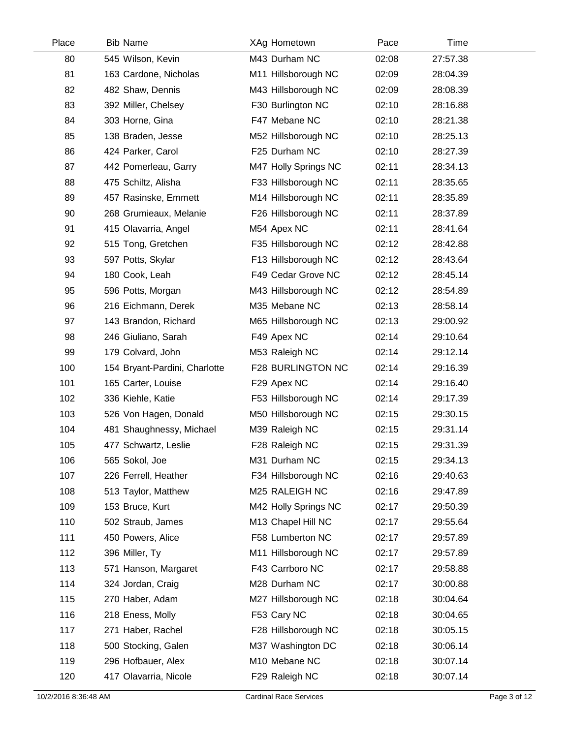| Place | Bib | Name | XAg | Hometown | Pace | Time |
|---|---|---|---|---|---|---|
| 80 | 545 | Wilson, Kevin | M43 | Durham NC | 02:08 | 27:57.38 |
| 81 | 163 | Cardone, Nicholas | M11 | Hillsborough NC | 02:09 | 28:04.39 |
| 82 | 482 | Shaw, Dennis | M43 | Hillsborough NC | 02:09 | 28:08.39 |
| 83 | 392 | Miller, Chelsey | F30 | Burlington NC | 02:10 | 28:16.88 |
| 84 | 303 | Horne, Gina | F47 | Mebane NC | 02:10 | 28:21.38 |
| 85 | 138 | Braden, Jesse | M52 | Hillsborough NC | 02:10 | 28:25.13 |
| 86 | 424 | Parker, Carol | F25 | Durham NC | 02:10 | 28:27.39 |
| 87 | 442 | Pomerleau, Garry | M47 | Holly Springs NC | 02:11 | 28:34.13 |
| 88 | 475 | Schiltz, Alisha | F33 | Hillsborough NC | 02:11 | 28:35.65 |
| 89 | 457 | Rasinske, Emmett | M14 | Hillsborough NC | 02:11 | 28:35.89 |
| 90 | 268 | Grumieaux, Melanie | F26 | Hillsborough NC | 02:11 | 28:37.89 |
| 91 | 415 | Olavarria, Angel | M54 | Apex NC | 02:11 | 28:41.64 |
| 92 | 515 | Tong, Gretchen | F35 | Hillsborough NC | 02:12 | 28:42.88 |
| 93 | 597 | Potts, Skylar | F13 | Hillsborough NC | 02:12 | 28:43.64 |
| 94 | 180 | Cook, Leah | F49 | Cedar Grove NC | 02:12 | 28:45.14 |
| 95 | 596 | Potts, Morgan | M43 | Hillsborough NC | 02:12 | 28:54.89 |
| 96 | 216 | Eichmann, Derek | M35 | Mebane NC | 02:13 | 28:58.14 |
| 97 | 143 | Brandon, Richard | M65 | Hillsborough NC | 02:13 | 29:00.92 |
| 98 | 246 | Giuliano, Sarah | F49 | Apex NC | 02:14 | 29:10.64 |
| 99 | 179 | Colvard, John | M53 | Raleigh NC | 02:14 | 29:12.14 |
| 100 | 154 | Bryant-Pardini, Charlotte | F28 | BURLINGTON NC | 02:14 | 29:16.39 |
| 101 | 165 | Carter, Louise | F29 | Apex NC | 02:14 | 29:16.40 |
| 102 | 336 | Kiehle, Katie | F53 | Hillsborough NC | 02:14 | 29:17.39 |
| 103 | 526 | Von Hagen, Donald | M50 | Hillsborough NC | 02:15 | 29:30.15 |
| 104 | 481 | Shaughnessy, Michael | M39 | Raleigh NC | 02:15 | 29:31.14 |
| 105 | 477 | Schwartz, Leslie | F28 | Raleigh NC | 02:15 | 29:31.39 |
| 106 | 565 | Sokol, Joe | M31 | Durham NC | 02:15 | 29:34.13 |
| 107 | 226 | Ferrell, Heather | F34 | Hillsborough NC | 02:16 | 29:40.63 |
| 108 | 513 | Taylor, Matthew | M25 | RALEIGH NC | 02:16 | 29:47.89 |
| 109 | 153 | Bruce, Kurt | M42 | Holly Springs NC | 02:17 | 29:50.39 |
| 110 | 502 | Straub, James | M13 | Chapel Hill NC | 02:17 | 29:55.64 |
| 111 | 450 | Powers, Alice | F58 | Lumberton NC | 02:17 | 29:57.89 |
| 112 | 396 | Miller, Ty | M11 | Hillsborough NC | 02:17 | 29:57.89 |
| 113 | 571 | Hanson, Margaret | F43 | Carrboro NC | 02:17 | 29:58.88 |
| 114 | 324 | Jordan, Craig | M28 | Durham NC | 02:17 | 30:00.88 |
| 115 | 270 | Haber, Adam | M27 | Hillsborough NC | 02:18 | 30:04.64 |
| 116 | 218 | Eness, Molly | F53 | Cary NC | 02:18 | 30:04.65 |
| 117 | 271 | Haber, Rachel | F28 | Hillsborough NC | 02:18 | 30:05.15 |
| 118 | 500 | Stocking, Galen | M37 | Washington DC | 02:18 | 30:06.14 |
| 119 | 296 | Hofbauer, Alex | M10 | Mebane NC | 02:18 | 30:07.14 |
| 120 | 417 | Olavarria, Nicole | F29 | Raleigh NC | 02:18 | 30:07.14 |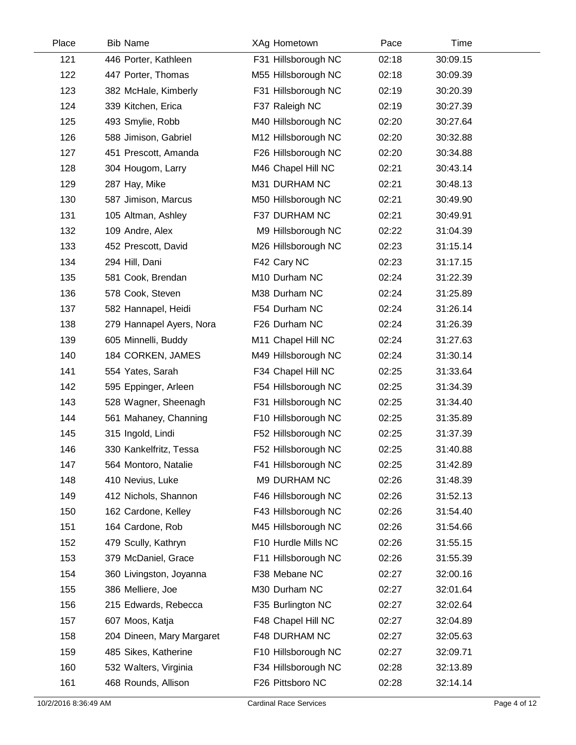| Place | Bib | Name | XAg | Hometown | Pace | Time |
|---|---|---|---|---|---|---|
| 121 | 446 | Porter, Kathleen | F31 | Hillsborough NC | 02:18 | 30:09.15 |
| 122 | 447 | Porter, Thomas | M55 | Hillsborough NC | 02:18 | 30:09.39 |
| 123 | 382 | McHale, Kimberly | F31 | Hillsborough NC | 02:19 | 30:20.39 |
| 124 | 339 | Kitchen, Erica | F37 | Raleigh NC | 02:19 | 30:27.39 |
| 125 | 493 | Smylie, Robb | M40 | Hillsborough NC | 02:20 | 30:27.64 |
| 126 | 588 | Jimison, Gabriel | M12 | Hillsborough NC | 02:20 | 30:32.88 |
| 127 | 451 | Prescott, Amanda | F26 | Hillsborough NC | 02:20 | 30:34.88 |
| 128 | 304 | Hougom, Larry | M46 | Chapel Hill NC | 02:21 | 30:43.14 |
| 129 | 287 | Hay, Mike | M31 | DURHAM NC | 02:21 | 30:48.13 |
| 130 | 587 | Jimison, Marcus | M50 | Hillsborough NC | 02:21 | 30:49.90 |
| 131 | 105 | Altman, Ashley | F37 | DURHAM NC | 02:21 | 30:49.91 |
| 132 | 109 | Andre, Alex | M9 | Hillsborough NC | 02:22 | 31:04.39 |
| 133 | 452 | Prescott, David | M26 | Hillsborough NC | 02:23 | 31:15.14 |
| 134 | 294 | Hill, Dani | F42 | Cary NC | 02:23 | 31:17.15 |
| 135 | 581 | Cook, Brendan | M10 | Durham NC | 02:24 | 31:22.39 |
| 136 | 578 | Cook, Steven | M38 | Durham NC | 02:24 | 31:25.89 |
| 137 | 582 | Hannapel, Heidi | F54 | Durham NC | 02:24 | 31:26.14 |
| 138 | 279 | Hannapel Ayers, Nora | F26 | Durham NC | 02:24 | 31:26.39 |
| 139 | 605 | Minnelli, Buddy | M11 | Chapel Hill NC | 02:24 | 31:27.63 |
| 140 | 184 | CORKEN, JAMES | M49 | Hillsborough NC | 02:24 | 31:30.14 |
| 141 | 554 | Yates, Sarah | F34 | Chapel Hill NC | 02:25 | 31:33.64 |
| 142 | 595 | Eppinger, Arleen | F54 | Hillsborough NC | 02:25 | 31:34.39 |
| 143 | 528 | Wagner, Sheenagh | F31 | Hillsborough NC | 02:25 | 31:34.40 |
| 144 | 561 | Mahaney, Channing | F10 | Hillsborough NC | 02:25 | 31:35.89 |
| 145 | 315 | Ingold, Lindi | F52 | Hillsborough NC | 02:25 | 31:37.39 |
| 146 | 330 | Kankelfritz, Tessa | F52 | Hillsborough NC | 02:25 | 31:40.88 |
| 147 | 564 | Montoro, Natalie | F41 | Hillsborough NC | 02:25 | 31:42.89 |
| 148 | 410 | Nevius, Luke | M9 | DURHAM NC | 02:26 | 31:48.39 |
| 149 | 412 | Nichols, Shannon | F46 | Hillsborough NC | 02:26 | 31:52.13 |
| 150 | 162 | Cardone, Kelley | F43 | Hillsborough NC | 02:26 | 31:54.40 |
| 151 | 164 | Cardone, Rob | M45 | Hillsborough NC | 02:26 | 31:54.66 |
| 152 | 479 | Scully, Kathryn | F10 | Hurdle Mills NC | 02:26 | 31:55.15 |
| 153 | 379 | McDaniel, Grace | F11 | Hillsborough NC | 02:26 | 31:55.39 |
| 154 | 360 | Livingston, Joyanna | F38 | Mebane NC | 02:27 | 32:00.16 |
| 155 | 386 | Melliere, Joe | M30 | Durham NC | 02:27 | 32:01.64 |
| 156 | 215 | Edwards, Rebecca | F35 | Burlington NC | 02:27 | 32:02.64 |
| 157 | 607 | Moos, Katja | F48 | Chapel Hill NC | 02:27 | 32:04.89 |
| 158 | 204 | Dineen, Mary Margaret | F48 | DURHAM NC | 02:27 | 32:05.63 |
| 159 | 485 | Sikes, Katherine | F10 | Hillsborough NC | 02:27 | 32:09.71 |
| 160 | 532 | Walters, Virginia | F34 | Hillsborough NC | 02:28 | 32:13.89 |
| 161 | 468 | Rounds, Allison | F26 | Pittsboro NC | 02:28 | 32:14.14 |

10/2/2016 8:36:49 AM — Cardinal Race Services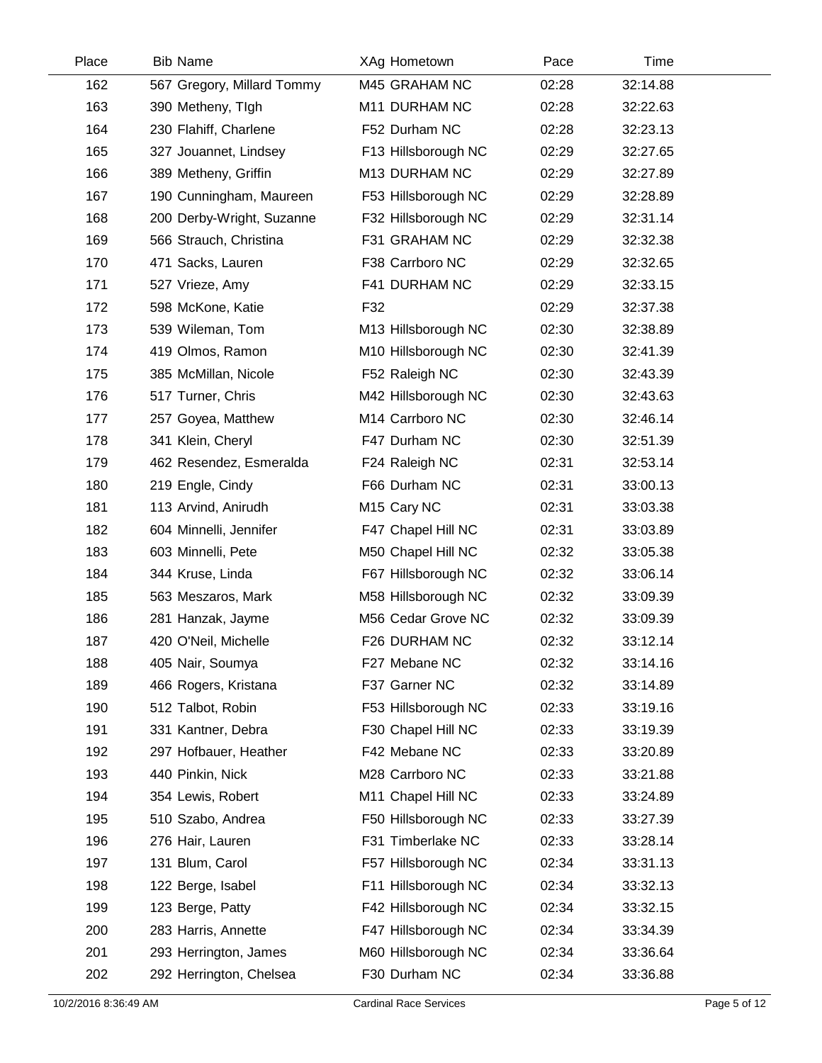| Place | Bib | Name | XAg | Hometown | Pace | Time |
|---|---|---|---|---|---|---|
| 162 | 567 | Gregory, Millard Tommy | M45 | GRAHAM NC | 02:28 | 32:14.88 |
| 163 | 390 | Metheny, TIgh | M11 | DURHAM NC | 02:28 | 32:22.63 |
| 164 | 230 | Flahiff, Charlene | F52 | Durham NC | 02:28 | 32:23.13 |
| 165 | 327 | Jouannet, Lindsey | F13 | Hillsborough NC | 02:29 | 32:27.65 |
| 166 | 389 | Metheny, Griffin | M13 | DURHAM NC | 02:29 | 32:27.89 |
| 167 | 190 | Cunningham, Maureen | F53 | Hillsborough NC | 02:29 | 32:28.89 |
| 168 | 200 | Derby-Wright, Suzanne | F32 | Hillsborough NC | 02:29 | 32:31.14 |
| 169 | 566 | Strauch, Christina | F31 | GRAHAM NC | 02:29 | 32:32.38 |
| 170 | 471 | Sacks, Lauren | F38 | Carrboro NC | 02:29 | 32:32.65 |
| 171 | 527 | Vrieze, Amy | F41 | DURHAM NC | 02:29 | 32:33.15 |
| 172 | 598 | McKone, Katie | F32 | | 02:29 | 32:37.38 |
| 173 | 539 | Wileman, Tom | M13 | Hillsborough NC | 02:30 | 32:38.89 |
| 174 | 419 | Olmos, Ramon | M10 | Hillsborough NC | 02:30 | 32:41.39 |
| 175 | 385 | McMillan, Nicole | F52 | Raleigh NC | 02:30 | 32:43.39 |
| 176 | 517 | Turner, Chris | M42 | Hillsborough NC | 02:30 | 32:43.63 |
| 177 | 257 | Goyea, Matthew | M14 | Carrboro NC | 02:30 | 32:46.14 |
| 178 | 341 | Klein, Cheryl | F47 | Durham NC | 02:30 | 32:51.39 |
| 179 | 462 | Resendez, Esmeralda | F24 | Raleigh NC | 02:31 | 32:53.14 |
| 180 | 219 | Engle, Cindy | F66 | Durham NC | 02:31 | 33:00.13 |
| 181 | 113 | Arvind, Anirudh | M15 | Cary NC | 02:31 | 33:03.38 |
| 182 | 604 | Minnelli, Jennifer | F47 | Chapel Hill NC | 02:31 | 33:03.89 |
| 183 | 603 | Minnelli, Pete | M50 | Chapel Hill NC | 02:32 | 33:05.38 |
| 184 | 344 | Kruse, Linda | F67 | Hillsborough NC | 02:32 | 33:06.14 |
| 185 | 563 | Meszaros, Mark | M58 | Hillsborough NC | 02:32 | 33:09.39 |
| 186 | 281 | Hanzak, Jayme | M56 | Cedar Grove NC | 02:32 | 33:09.39 |
| 187 | 420 | O'Neil, Michelle | F26 | DURHAM NC | 02:32 | 33:12.14 |
| 188 | 405 | Nair, Soumya | F27 | Mebane NC | 02:32 | 33:14.16 |
| 189 | 466 | Rogers, Kristana | F37 | Garner NC | 02:32 | 33:14.89 |
| 190 | 512 | Talbot, Robin | F53 | Hillsborough NC | 02:33 | 33:19.16 |
| 191 | 331 | Kantner, Debra | F30 | Chapel Hill NC | 02:33 | 33:19.39 |
| 192 | 297 | Hofbauer, Heather | F42 | Mebane NC | 02:33 | 33:20.89 |
| 193 | 440 | Pinkin, Nick | M28 | Carrboro NC | 02:33 | 33:21.88 |
| 194 | 354 | Lewis, Robert | M11 | Chapel Hill NC | 02:33 | 33:24.89 |
| 195 | 510 | Szabo, Andrea | F50 | Hillsborough NC | 02:33 | 33:27.39 |
| 196 | 276 | Hair, Lauren | F31 | Timberlake NC | 02:33 | 33:28.14 |
| 197 | 131 | Blum, Carol | F57 | Hillsborough NC | 02:34 | 33:31.13 |
| 198 | 122 | Berge, Isabel | F11 | Hillsborough NC | 02:34 | 33:32.13 |
| 199 | 123 | Berge, Patty | F42 | Hillsborough NC | 02:34 | 33:32.15 |
| 200 | 283 | Harris, Annette | F47 | Hillsborough NC | 02:34 | 33:34.39 |
| 201 | 293 | Herrington, James | M60 | Hillsborough NC | 02:34 | 33:36.64 |
| 202 | 292 | Herrington, Chelsea | F30 | Durham NC | 02:34 | 33:36.88 |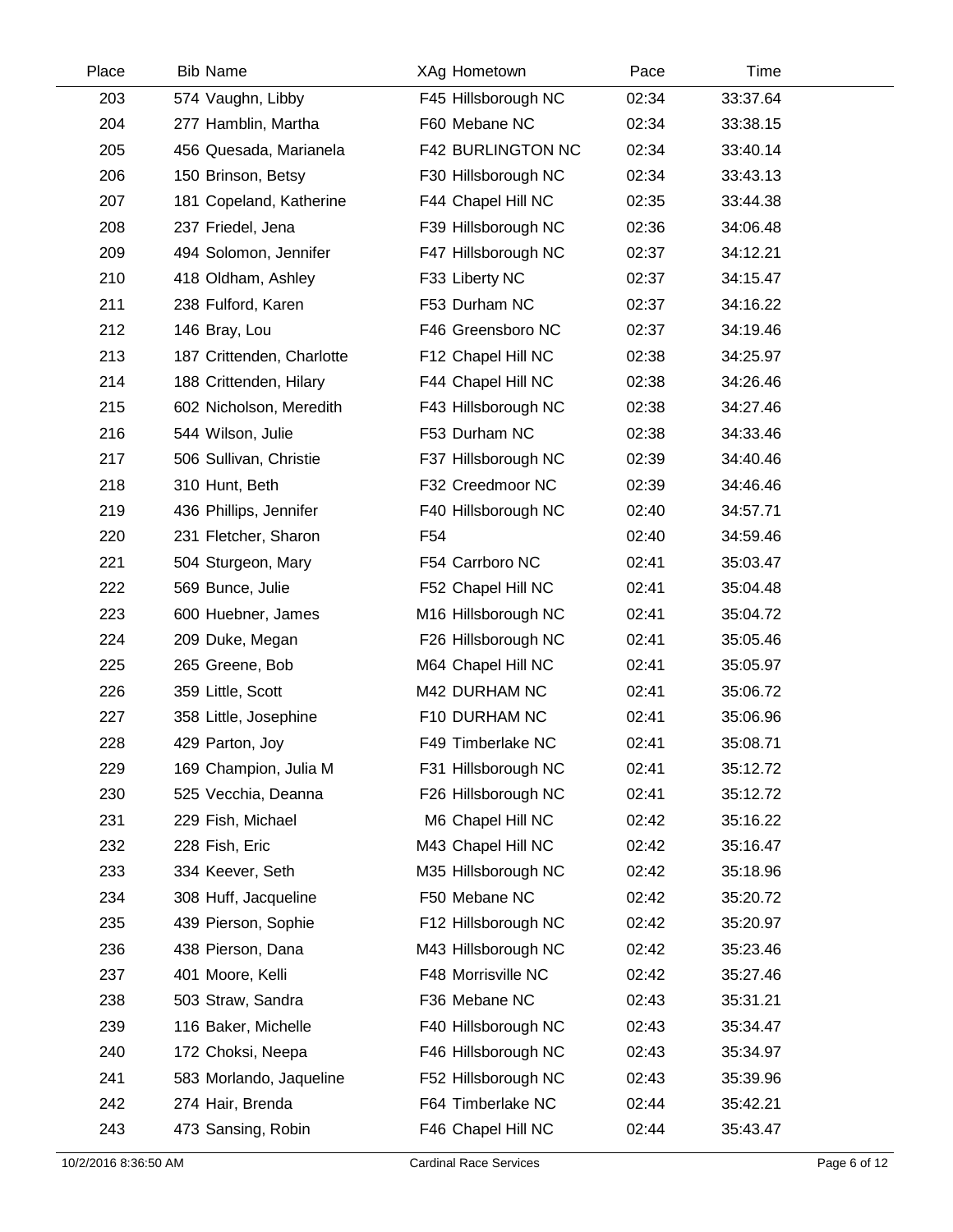| Place | Bib | Name | XAg | Hometown | Pace | Time |
|---|---|---|---|---|---|---|
| 203 | 574 | Vaughn, Libby | F45 | Hillsborough NC | 02:34 | 33:37.64 |
| 204 | 277 | Hamblin, Martha | F60 | Mebane NC | 02:34 | 33:38.15 |
| 205 | 456 | Quesada, Marianela | F42 | BURLINGTON NC | 02:34 | 33:40.14 |
| 206 | 150 | Brinson, Betsy | F30 | Hillsborough NC | 02:34 | 33:43.13 |
| 207 | 181 | Copeland, Katherine | F44 | Chapel Hill NC | 02:35 | 33:44.38 |
| 208 | 237 | Friedel, Jena | F39 | Hillsborough NC | 02:36 | 34:06.48 |
| 209 | 494 | Solomon, Jennifer | F47 | Hillsborough NC | 02:37 | 34:12.21 |
| 210 | 418 | Oldham, Ashley | F33 | Liberty NC | 02:37 | 34:15.47 |
| 211 | 238 | Fulford, Karen | F53 | Durham NC | 02:37 | 34:16.22 |
| 212 | 146 | Bray, Lou | F46 | Greensboro NC | 02:37 | 34:19.46 |
| 213 | 187 | Crittenden, Charlotte | F12 | Chapel Hill NC | 02:38 | 34:25.97 |
| 214 | 188 | Crittenden, Hilary | F44 | Chapel Hill NC | 02:38 | 34:26.46 |
| 215 | 602 | Nicholson, Meredith | F43 | Hillsborough NC | 02:38 | 34:27.46 |
| 216 | 544 | Wilson, Julie | F53 | Durham NC | 02:38 | 34:33.46 |
| 217 | 506 | Sullivan, Christie | F37 | Hillsborough NC | 02:39 | 34:40.46 |
| 218 | 310 | Hunt, Beth | F32 | Creedmoor NC | 02:39 | 34:46.46 |
| 219 | 436 | Phillips, Jennifer | F40 | Hillsborough NC | 02:40 | 34:57.71 |
| 220 | 231 | Fletcher, Sharon | F54 | | 02:40 | 34:59.46 |
| 221 | 504 | Sturgeon, Mary | F54 | Carrboro NC | 02:41 | 35:03.47 |
| 222 | 569 | Bunce, Julie | F52 | Chapel Hill NC | 02:41 | 35:04.48 |
| 223 | 600 | Huebner, James | M16 | Hillsborough NC | 02:41 | 35:04.72 |
| 224 | 209 | Duke, Megan | F26 | Hillsborough NC | 02:41 | 35:05.46 |
| 225 | 265 | Greene, Bob | M64 | Chapel Hill NC | 02:41 | 35:05.97 |
| 226 | 359 | Little, Scott | M42 | DURHAM NC | 02:41 | 35:06.72 |
| 227 | 358 | Little, Josephine | F10 | DURHAM NC | 02:41 | 35:06.96 |
| 228 | 429 | Parton, Joy | F49 | Timberlake NC | 02:41 | 35:08.71 |
| 229 | 169 | Champion, Julia M | F31 | Hillsborough NC | 02:41 | 35:12.72 |
| 230 | 525 | Vecchia, Deanna | F26 | Hillsborough NC | 02:41 | 35:12.72 |
| 231 | 229 | Fish, Michael | M6 | Chapel Hill NC | 02:42 | 35:16.22 |
| 232 | 228 | Fish, Eric | M43 | Chapel Hill NC | 02:42 | 35:16.47 |
| 233 | 334 | Keever, Seth | M35 | Hillsborough NC | 02:42 | 35:18.96 |
| 234 | 308 | Huff, Jacqueline | F50 | Mebane NC | 02:42 | 35:20.72 |
| 235 | 439 | Pierson, Sophie | F12 | Hillsborough NC | 02:42 | 35:20.97 |
| 236 | 438 | Pierson, Dana | M43 | Hillsborough NC | 02:42 | 35:23.46 |
| 237 | 401 | Moore, Kelli | F48 | Morrisville NC | 02:42 | 35:27.46 |
| 238 | 503 | Straw, Sandra | F36 | Mebane NC | 02:43 | 35:31.21 |
| 239 | 116 | Baker, Michelle | F40 | Hillsborough NC | 02:43 | 35:34.47 |
| 240 | 172 | Choksi, Neepa | F46 | Hillsborough NC | 02:43 | 35:34.97 |
| 241 | 583 | Morlando, Jaqueline | F52 | Hillsborough NC | 02:43 | 35:39.96 |
| 242 | 274 | Hair, Brenda | F64 | Timberlake NC | 02:44 | 35:42.21 |
| 243 | 473 | Sansing, Robin | F46 | Chapel Hill NC | 02:44 | 35:43.47 |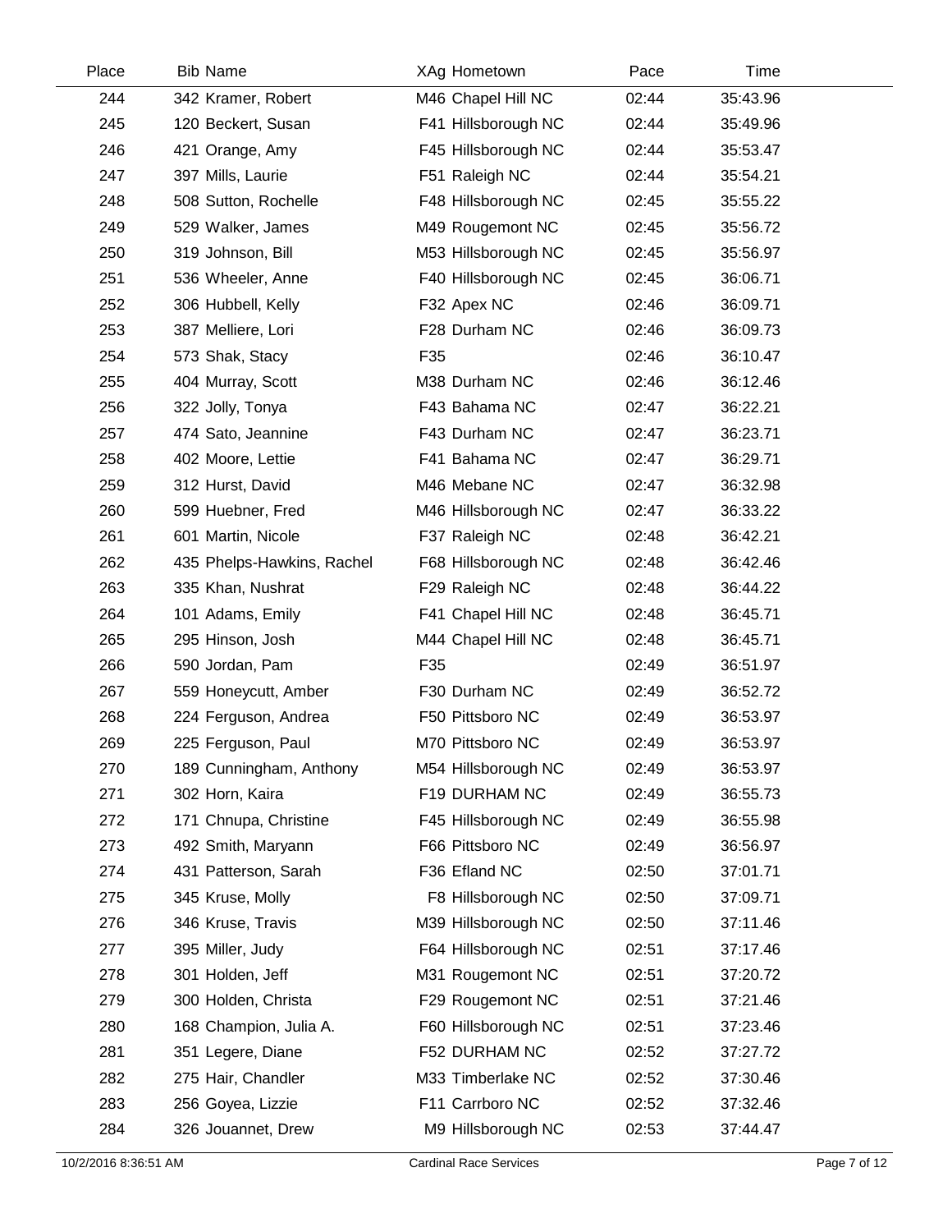| Place | Bib | Name | XAg | Hometown | Pace | Time |
|---|---|---|---|---|---|---|
| 244 | 342 | Kramer, Robert | M46 | Chapel Hill NC | 02:44 | 35:43.96 |
| 245 | 120 | Beckert, Susan | F41 | Hillsborough NC | 02:44 | 35:49.96 |
| 246 | 421 | Orange, Amy | F45 | Hillsborough NC | 02:44 | 35:53.47 |
| 247 | 397 | Mills, Laurie | F51 | Raleigh NC | 02:44 | 35:54.21 |
| 248 | 508 | Sutton, Rochelle | F48 | Hillsborough NC | 02:45 | 35:55.22 |
| 249 | 529 | Walker, James | M49 | Rougemont NC | 02:45 | 35:56.72 |
| 250 | 319 | Johnson, Bill | M53 | Hillsborough NC | 02:45 | 35:56.97 |
| 251 | 536 | Wheeler, Anne | F40 | Hillsborough NC | 02:45 | 36:06.71 |
| 252 | 306 | Hubbell, Kelly | F32 | Apex NC | 02:46 | 36:09.71 |
| 253 | 387 | Melliere, Lori | F28 | Durham NC | 02:46 | 36:09.73 |
| 254 | 573 | Shak, Stacy | F35 | | 02:46 | 36:10.47 |
| 255 | 404 | Murray, Scott | M38 | Durham NC | 02:46 | 36:12.46 |
| 256 | 322 | Jolly, Tonya | F43 | Bahama NC | 02:47 | 36:22.21 |
| 257 | 474 | Sato, Jeannine | F43 | Durham NC | 02:47 | 36:23.71 |
| 258 | 402 | Moore, Lettie | F41 | Bahama NC | 02:47 | 36:29.71 |
| 259 | 312 | Hurst, David | M46 | Mebane NC | 02:47 | 36:32.98 |
| 260 | 599 | Huebner, Fred | M46 | Hillsborough NC | 02:47 | 36:33.22 |
| 261 | 601 | Martin, Nicole | F37 | Raleigh NC | 02:48 | 36:42.21 |
| 262 | 435 | Phelps-Hawkins, Rachel | F68 | Hillsborough NC | 02:48 | 36:42.46 |
| 263 | 335 | Khan, Nushrat | F29 | Raleigh NC | 02:48 | 36:44.22 |
| 264 | 101 | Adams, Emily | F41 | Chapel Hill NC | 02:48 | 36:45.71 |
| 265 | 295 | Hinson, Josh | M44 | Chapel Hill NC | 02:48 | 36:45.71 |
| 266 | 590 | Jordan, Pam | F35 | | 02:49 | 36:51.97 |
| 267 | 559 | Honeycutt, Amber | F30 | Durham NC | 02:49 | 36:52.72 |
| 268 | 224 | Ferguson, Andrea | F50 | Pittsboro NC | 02:49 | 36:53.97 |
| 269 | 225 | Ferguson, Paul | M70 | Pittsboro NC | 02:49 | 36:53.97 |
| 270 | 189 | Cunningham, Anthony | M54 | Hillsborough NC | 02:49 | 36:53.97 |
| 271 | 302 | Horn, Kaira | F19 | DURHAM NC | 02:49 | 36:55.73 |
| 272 | 171 | Chnupa, Christine | F45 | Hillsborough NC | 02:49 | 36:55.98 |
| 273 | 492 | Smith, Maryann | F66 | Pittsboro NC | 02:49 | 36:56.97 |
| 274 | 431 | Patterson, Sarah | F36 | Efland NC | 02:50 | 37:01.71 |
| 275 | 345 | Kruse, Molly | F8 | Hillsborough NC | 02:50 | 37:09.71 |
| 276 | 346 | Kruse, Travis | M39 | Hillsborough NC | 02:50 | 37:11.46 |
| 277 | 395 | Miller, Judy | F64 | Hillsborough NC | 02:51 | 37:17.46 |
| 278 | 301 | Holden, Jeff | M31 | Rougemont NC | 02:51 | 37:20.72 |
| 279 | 300 | Holden, Christa | F29 | Rougemont NC | 02:51 | 37:21.46 |
| 280 | 168 | Champion, Julia A. | F60 | Hillsborough NC | 02:51 | 37:23.46 |
| 281 | 351 | Legere, Diane | F52 | DURHAM NC | 02:52 | 37:27.72 |
| 282 | 275 | Hair, Chandler | M33 | Timberlake NC | 02:52 | 37:30.46 |
| 283 | 256 | Goyea, Lizzie | F11 | Carrboro NC | 02:52 | 37:32.46 |
| 284 | 326 | Jouannet, Drew | M9 | Hillsborough NC | 02:53 | 37:44.47 |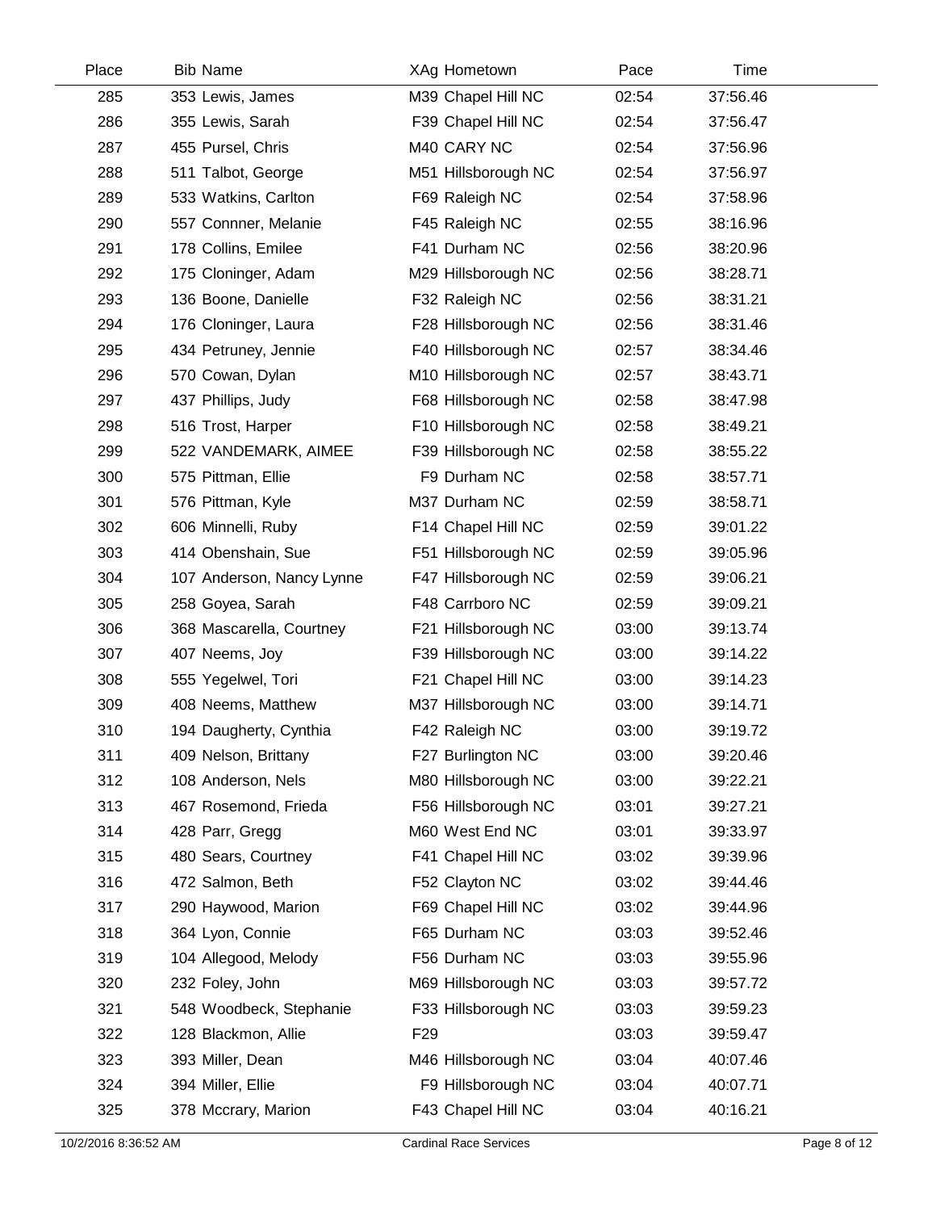| Place | Bib | Name | XAg | Hometown | Pace | Time |
|---|---|---|---|---|---|---|
| 285 | 353 | Lewis, James | M39 | Chapel Hill NC | 02:54 | 37:56.46 |
| 286 | 355 | Lewis, Sarah | F39 | Chapel Hill NC | 02:54 | 37:56.47 |
| 287 | 455 | Pursel, Chris | M40 | CARY NC | 02:54 | 37:56.96 |
| 288 | 511 | Talbot, George | M51 | Hillsborough NC | 02:54 | 37:56.97 |
| 289 | 533 | Watkins, Carlton | F69 | Raleigh NC | 02:54 | 37:58.96 |
| 290 | 557 | Connner, Melanie | F45 | Raleigh NC | 02:55 | 38:16.96 |
| 291 | 178 | Collins, Emilee | F41 | Durham NC | 02:56 | 38:20.96 |
| 292 | 175 | Cloninger, Adam | M29 | Hillsborough NC | 02:56 | 38:28.71 |
| 293 | 136 | Boone, Danielle | F32 | Raleigh NC | 02:56 | 38:31.21 |
| 294 | 176 | Cloninger, Laura | F28 | Hillsborough NC | 02:56 | 38:31.46 |
| 295 | 434 | Petruney, Jennie | F40 | Hillsborough NC | 02:57 | 38:34.46 |
| 296 | 570 | Cowan, Dylan | M10 | Hillsborough NC | 02:57 | 38:43.71 |
| 297 | 437 | Phillips, Judy | F68 | Hillsborough NC | 02:58 | 38:47.98 |
| 298 | 516 | Trost, Harper | F10 | Hillsborough NC | 02:58 | 38:49.21 |
| 299 | 522 | VANDEMARK, AIMEE | F39 | Hillsborough NC | 02:58 | 38:55.22 |
| 300 | 575 | Pittman, Ellie | F9 | Durham NC | 02:58 | 38:57.71 |
| 301 | 576 | Pittman, Kyle | M37 | Durham NC | 02:59 | 38:58.71 |
| 302 | 606 | Minnelli, Ruby | F14 | Chapel Hill NC | 02:59 | 39:01.22 |
| 303 | 414 | Obenshain, Sue | F51 | Hillsborough NC | 02:59 | 39:05.96 |
| 304 | 107 | Anderson, Nancy Lynne | F47 | Hillsborough NC | 02:59 | 39:06.21 |
| 305 | 258 | Goyea, Sarah | F48 | Carrboro NC | 02:59 | 39:09.21 |
| 306 | 368 | Mascarella, Courtney | F21 | Hillsborough NC | 03:00 | 39:13.74 |
| 307 | 407 | Neems, Joy | F39 | Hillsborough NC | 03:00 | 39:14.22 |
| 308 | 555 | Yegelwel, Tori | F21 | Chapel Hill NC | 03:00 | 39:14.23 |
| 309 | 408 | Neems, Matthew | M37 | Hillsborough NC | 03:00 | 39:14.71 |
| 310 | 194 | Daugherty, Cynthia | F42 | Raleigh NC | 03:00 | 39:19.72 |
| 311 | 409 | Nelson, Brittany | F27 | Burlington NC | 03:00 | 39:20.46 |
| 312 | 108 | Anderson, Nels | M80 | Hillsborough NC | 03:00 | 39:22.21 |
| 313 | 467 | Rosemond, Frieda | F56 | Hillsborough NC | 03:01 | 39:27.21 |
| 314 | 428 | Parr, Gregg | M60 | West End NC | 03:01 | 39:33.97 |
| 315 | 480 | Sears, Courtney | F41 | Chapel Hill NC | 03:02 | 39:39.96 |
| 316 | 472 | Salmon, Beth | F52 | Clayton NC | 03:02 | 39:44.46 |
| 317 | 290 | Haywood, Marion | F69 | Chapel Hill NC | 03:02 | 39:44.96 |
| 318 | 364 | Lyon, Connie | F65 | Durham NC | 03:03 | 39:52.46 |
| 319 | 104 | Allegood, Melody | F56 | Durham NC | 03:03 | 39:55.96 |
| 320 | 232 | Foley, John | M69 | Hillsborough NC | 03:03 | 39:57.72 |
| 321 | 548 | Woodbeck, Stephanie | F33 | Hillsborough NC | 03:03 | 39:59.23 |
| 322 | 128 | Blackmon, Allie | F29 | | 03:03 | 39:59.47 |
| 323 | 393 | Miller, Dean | M46 | Hillsborough NC | 03:04 | 40:07.46 |
| 324 | 394 | Miller, Ellie | F9 | Hillsborough NC | 03:04 | 40:07.71 |
| 325 | 378 | Mccrary, Marion | F43 | Chapel Hill NC | 03:04 | 40:16.21 |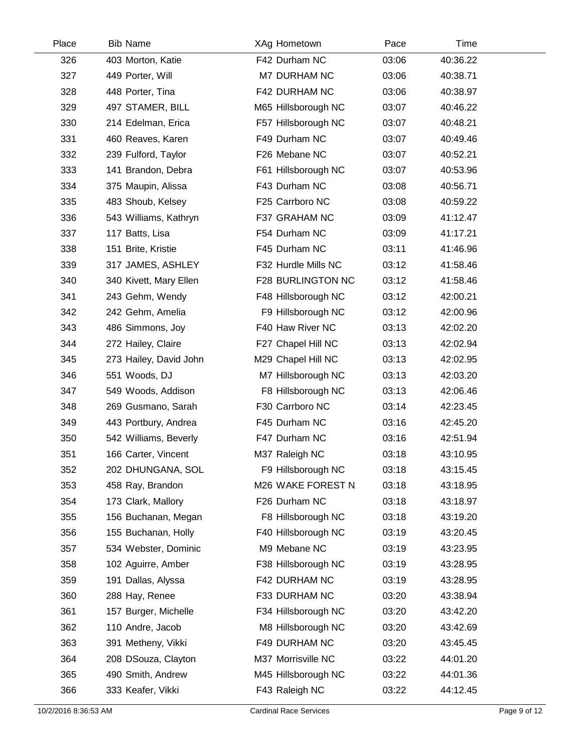| Place | Bib | Name | XAg | Hometown | Pace | Time |
|---|---|---|---|---|---|---|
| 326 | 403 | Morton, Katie | F42 | Durham NC | 03:06 | 40:36.22 |
| 327 | 449 | Porter, Will | M7 | DURHAM NC | 03:06 | 40:38.71 |
| 328 | 448 | Porter, Tina | F42 | DURHAM NC | 03:06 | 40:38.97 |
| 329 | 497 | STAMER, BILL | M65 | Hillsborough NC | 03:07 | 40:46.22 |
| 330 | 214 | Edelman, Erica | F57 | Hillsborough NC | 03:07 | 40:48.21 |
| 331 | 460 | Reaves, Karen | F49 | Durham NC | 03:07 | 40:49.46 |
| 332 | 239 | Fulford, Taylor | F26 | Mebane NC | 03:07 | 40:52.21 |
| 333 | 141 | Brandon, Debra | F61 | Hillsborough NC | 03:07 | 40:53.96 |
| 334 | 375 | Maupin, Alissa | F43 | Durham NC | 03:08 | 40:56.71 |
| 335 | 483 | Shoub, Kelsey | F25 | Carrboro NC | 03:08 | 40:59.22 |
| 336 | 543 | Williams, Kathryn | F37 | GRAHAM NC | 03:09 | 41:12.47 |
| 337 | 117 | Batts, Lisa | F54 | Durham NC | 03:09 | 41:17.21 |
| 338 | 151 | Brite, Kristie | F45 | Durham NC | 03:11 | 41:46.96 |
| 339 | 317 | JAMES, ASHLEY | F32 | Hurdle Mills NC | 03:12 | 41:58.46 |
| 340 | 340 | Kivett, Mary Ellen | F28 | BURLINGTON NC | 03:12 | 41:58.46 |
| 341 | 243 | Gehm, Wendy | F48 | Hillsborough NC | 03:12 | 42:00.21 |
| 342 | 242 | Gehm, Amelia | F9 | Hillsborough NC | 03:12 | 42:00.96 |
| 343 | 486 | Simmons, Joy | F40 | Haw River NC | 03:13 | 42:02.20 |
| 344 | 272 | Hailey, Claire | F27 | Chapel Hill NC | 03:13 | 42:02.94 |
| 345 | 273 | Hailey, David John | M29 | Chapel Hill NC | 03:13 | 42:02.95 |
| 346 | 551 | Woods, DJ | M7 | Hillsborough NC | 03:13 | 42:03.20 |
| 347 | 549 | Woods, Addison | F8 | Hillsborough NC | 03:13 | 42:06.46 |
| 348 | 269 | Gusmano, Sarah | F30 | Carrboro NC | 03:14 | 42:23.45 |
| 349 | 443 | Portbury, Andrea | F45 | Durham NC | 03:16 | 42:45.20 |
| 350 | 542 | Williams, Beverly | F47 | Durham NC | 03:16 | 42:51.94 |
| 351 | 166 | Carter, Vincent | M37 | Raleigh NC | 03:18 | 43:10.95 |
| 352 | 202 | DHUNGANA, SOL | F9 | Hillsborough NC | 03:18 | 43:15.45 |
| 353 | 458 | Ray, Brandon | M26 | WAKE FOREST N | 03:18 | 43:18.95 |
| 354 | 173 | Clark, Mallory | F26 | Durham NC | 03:18 | 43:18.97 |
| 355 | 156 | Buchanan, Megan | F8 | Hillsborough NC | 03:18 | 43:19.20 |
| 356 | 155 | Buchanan, Holly | F40 | Hillsborough NC | 03:19 | 43:20.45 |
| 357 | 534 | Webster, Dominic | M9 | Mebane NC | 03:19 | 43:23.95 |
| 358 | 102 | Aguirre, Amber | F38 | Hillsborough NC | 03:19 | 43:28.95 |
| 359 | 191 | Dallas, Alyssa | F42 | DURHAM NC | 03:19 | 43:28.95 |
| 360 | 288 | Hay, Renee | F33 | DURHAM NC | 03:20 | 43:38.94 |
| 361 | 157 | Burger, Michelle | F34 | Hillsborough NC | 03:20 | 43:42.20 |
| 362 | 110 | Andre, Jacob | M8 | Hillsborough NC | 03:20 | 43:42.69 |
| 363 | 391 | Metheny, Vikki | F49 | DURHAM NC | 03:20 | 43:45.45 |
| 364 | 208 | DSouza, Clayton | M37 | Morrisville NC | 03:22 | 44:01.20 |
| 365 | 490 | Smith, Andrew | M45 | Hillsborough NC | 03:22 | 44:01.36 |
| 366 | 333 | Keafer, Vikki | F43 | Raleigh NC | 03:22 | 44:12.45 |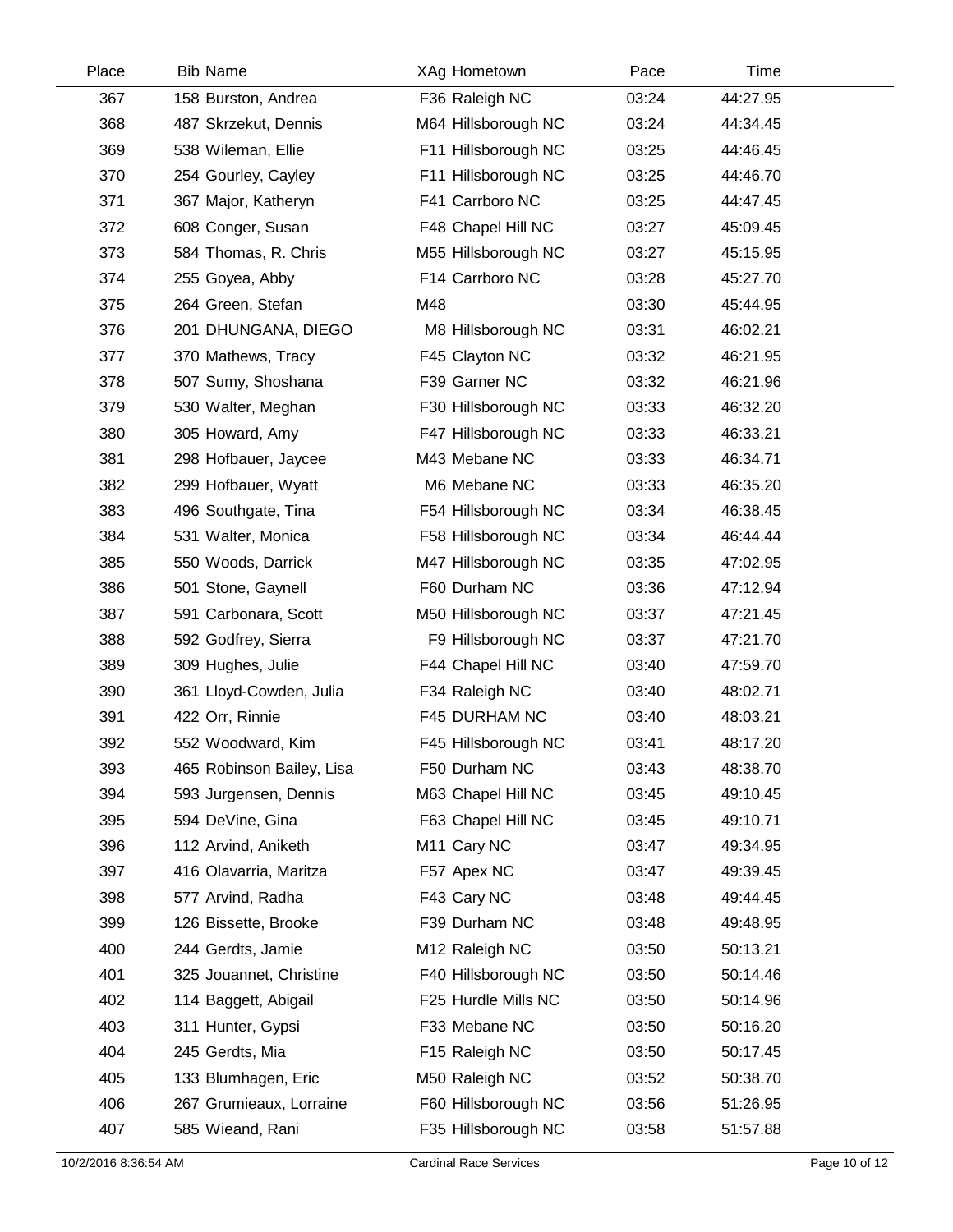| Place | Bib | Name | XAg | Hometown | Pace | Time |
|---|---|---|---|---|---|---|
| 367 | 158 | Burston, Andrea | F36 | Raleigh NC | 03:24 | 44:27.95 |
| 368 | 487 | Skrzekut, Dennis | M64 | Hillsborough NC | 03:24 | 44:34.45 |
| 369 | 538 | Wileman, Ellie | F11 | Hillsborough NC | 03:25 | 44:46.45 |
| 370 | 254 | Gourley, Cayley | F11 | Hillsborough NC | 03:25 | 44:46.70 |
| 371 | 367 | Major, Katheryn | F41 | Carrboro NC | 03:25 | 44:47.45 |
| 372 | 608 | Conger, Susan | F48 | Chapel Hill NC | 03:27 | 45:09.45 |
| 373 | 584 | Thomas, R. Chris | M55 | Hillsborough NC | 03:27 | 45:15.95 |
| 374 | 255 | Goyea, Abby | F14 | Carrboro NC | 03:28 | 45:27.70 |
| 375 | 264 | Green, Stefan | M48 | | 03:30 | 45:44.95 |
| 376 | 201 | DHUNGANA, DIEGO | M8 | Hillsborough NC | 03:31 | 46:02.21 |
| 377 | 370 | Mathews, Tracy | F45 | Clayton NC | 03:32 | 46:21.95 |
| 378 | 507 | Sumy, Shoshana | F39 | Garner NC | 03:32 | 46:21.96 |
| 379 | 530 | Walter, Meghan | F30 | Hillsborough NC | 03:33 | 46:32.20 |
| 380 | 305 | Howard, Amy | F47 | Hillsborough NC | 03:33 | 46:33.21 |
| 381 | 298 | Hofbauer, Jaycee | M43 | Mebane NC | 03:33 | 46:34.71 |
| 382 | 299 | Hofbauer, Wyatt | M6 | Mebane NC | 03:33 | 46:35.20 |
| 383 | 496 | Southgate, Tina | F54 | Hillsborough NC | 03:34 | 46:38.45 |
| 384 | 531 | Walter, Monica | F58 | Hillsborough NC | 03:34 | 46:44.44 |
| 385 | 550 | Woods, Darrick | M47 | Hillsborough NC | 03:35 | 47:02.95 |
| 386 | 501 | Stone, Gaynell | F60 | Durham NC | 03:36 | 47:12.94 |
| 387 | 591 | Carbonara, Scott | M50 | Hillsborough NC | 03:37 | 47:21.45 |
| 388 | 592 | Godfrey, Sierra | F9 | Hillsborough NC | 03:37 | 47:21.70 |
| 389 | 309 | Hughes, Julie | F44 | Chapel Hill NC | 03:40 | 47:59.70 |
| 390 | 361 | Lloyd-Cowden, Julia | F34 | Raleigh NC | 03:40 | 48:02.71 |
| 391 | 422 | Orr, Rinnie | F45 | DURHAM NC | 03:40 | 48:03.21 |
| 392 | 552 | Woodward, Kim | F45 | Hillsborough NC | 03:41 | 48:17.20 |
| 393 | 465 | Robinson Bailey, Lisa | F50 | Durham NC | 03:43 | 48:38.70 |
| 394 | 593 | Jurgensen, Dennis | M63 | Chapel Hill NC | 03:45 | 49:10.45 |
| 395 | 594 | DeVine, Gina | F63 | Chapel Hill NC | 03:45 | 49:10.71 |
| 396 | 112 | Arvind, Aniketh | M11 | Cary NC | 03:47 | 49:34.95 |
| 397 | 416 | Olavarria, Maritza | F57 | Apex NC | 03:47 | 49:39.45 |
| 398 | 577 | Arvind, Radha | F43 | Cary NC | 03:48 | 49:44.45 |
| 399 | 126 | Bissette, Brooke | F39 | Durham NC | 03:48 | 49:48.95 |
| 400 | 244 | Gerdts, Jamie | M12 | Raleigh NC | 03:50 | 50:13.21 |
| 401 | 325 | Jouannet, Christine | F40 | Hillsborough NC | 03:50 | 50:14.46 |
| 402 | 114 | Baggett, Abigail | F25 | Hurdle Mills NC | 03:50 | 50:14.96 |
| 403 | 311 | Hunter, Gypsi | F33 | Mebane NC | 03:50 | 50:16.20 |
| 404 | 245 | Gerdts, Mia | F15 | Raleigh NC | 03:50 | 50:17.45 |
| 405 | 133 | Blumhagen, Eric | M50 | Raleigh NC | 03:52 | 50:38.70 |
| 406 | 267 | Grumieaux, Lorraine | F60 | Hillsborough NC | 03:56 | 51:26.95 |
| 407 | 585 | Wieand, Rani | F35 | Hillsborough NC | 03:58 | 51:57.88 |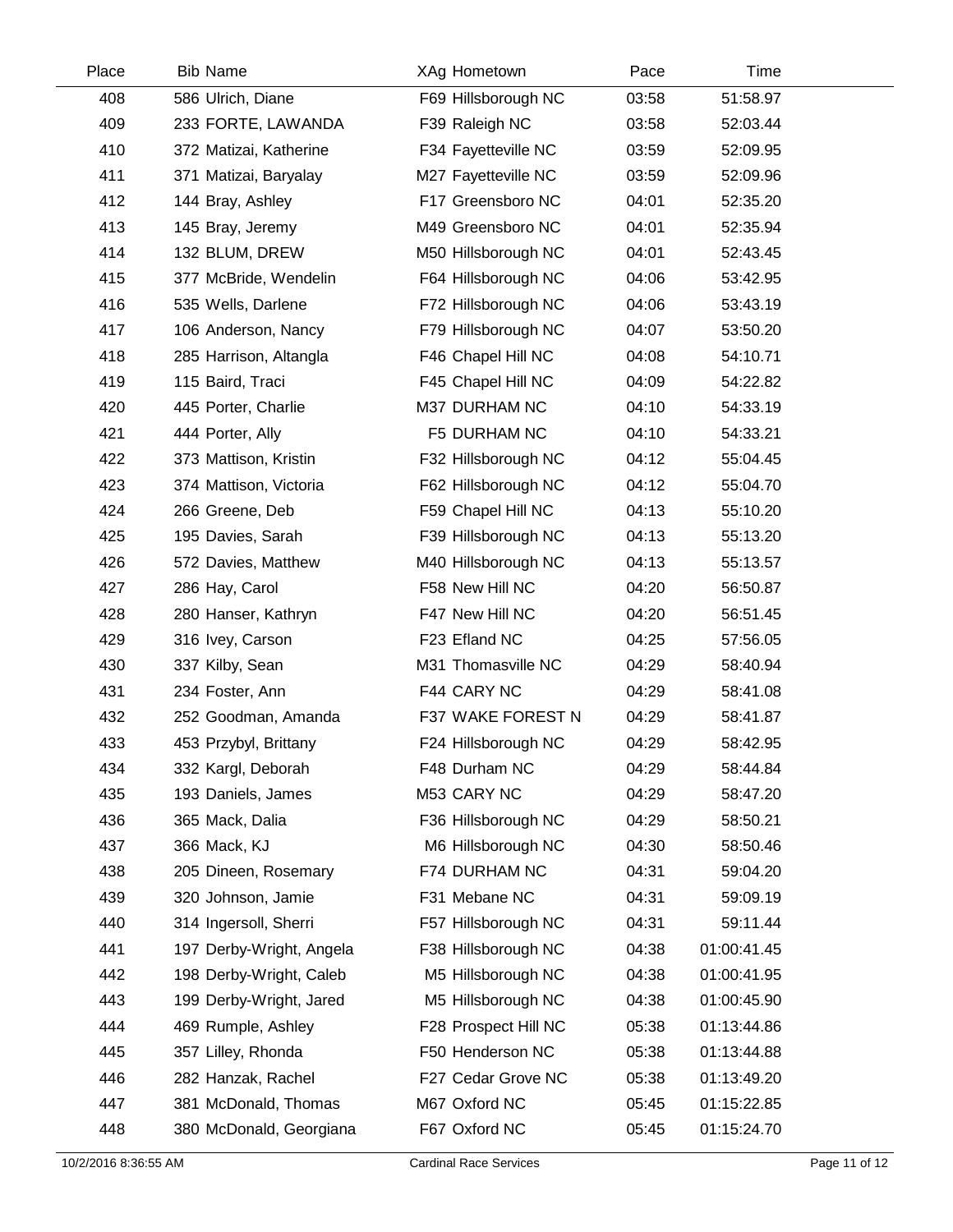| Place | Bib | Name | XAg | Hometown | Pace | Time |
|---|---|---|---|---|---|---|
| 408 | 586 | Ulrich, Diane | F69 | Hillsborough NC | 03:58 | 51:58.97 |
| 409 | 233 | FORTE, LAWANDA | F39 | Raleigh NC | 03:58 | 52:03.44 |
| 410 | 372 | Matizai, Katherine | F34 | Fayetteville NC | 03:59 | 52:09.95 |
| 411 | 371 | Matizai, Baryalay | M27 | Fayetteville NC | 03:59 | 52:09.96 |
| 412 | 144 | Bray, Ashley | F17 | Greensboro NC | 04:01 | 52:35.20 |
| 413 | 145 | Bray, Jeremy | M49 | Greensboro NC | 04:01 | 52:35.94 |
| 414 | 132 | BLUM, DREW | M50 | Hillsborough NC | 04:01 | 52:43.45 |
| 415 | 377 | McBride, Wendelin | F64 | Hillsborough NC | 04:06 | 53:42.95 |
| 416 | 535 | Wells, Darlene | F72 | Hillsborough NC | 04:06 | 53:43.19 |
| 417 | 106 | Anderson, Nancy | F79 | Hillsborough NC | 04:07 | 53:50.20 |
| 418 | 285 | Harrison, Altangla | F46 | Chapel Hill NC | 04:08 | 54:10.71 |
| 419 | 115 | Baird, Traci | F45 | Chapel Hill NC | 04:09 | 54:22.82 |
| 420 | 445 | Porter, Charlie | M37 | DURHAM NC | 04:10 | 54:33.19 |
| 421 | 444 | Porter, Ally | F5 | DURHAM NC | 04:10 | 54:33.21 |
| 422 | 373 | Mattison, Kristin | F32 | Hillsborough NC | 04:12 | 55:04.45 |
| 423 | 374 | Mattison, Victoria | F62 | Hillsborough NC | 04:12 | 55:04.70 |
| 424 | 266 | Greene, Deb | F59 | Chapel Hill NC | 04:13 | 55:10.20 |
| 425 | 195 | Davies, Sarah | F39 | Hillsborough NC | 04:13 | 55:13.20 |
| 426 | 572 | Davies, Matthew | M40 | Hillsborough NC | 04:13 | 55:13.57 |
| 427 | 286 | Hay, Carol | F58 | New Hill NC | 04:20 | 56:50.87 |
| 428 | 280 | Hanser, Kathryn | F47 | New Hill NC | 04:20 | 56:51.45 |
| 429 | 316 | Ivey, Carson | F23 | Efland NC | 04:25 | 57:56.05 |
| 430 | 337 | Kilby, Sean | M31 | Thomasville NC | 04:29 | 58:40.94 |
| 431 | 234 | Foster, Ann | F44 | CARY NC | 04:29 | 58:41.08 |
| 432 | 252 | Goodman, Amanda | F37 | WAKE FOREST N | 04:29 | 58:41.87 |
| 433 | 453 | Przybyl, Brittany | F24 | Hillsborough NC | 04:29 | 58:42.95 |
| 434 | 332 | Kargl, Deborah | F48 | Durham NC | 04:29 | 58:44.84 |
| 435 | 193 | Daniels, James | M53 | CARY NC | 04:29 | 58:47.20 |
| 436 | 365 | Mack, Dalia | F36 | Hillsborough NC | 04:29 | 58:50.21 |
| 437 | 366 | Mack, KJ | M6 | Hillsborough NC | 04:30 | 58:50.46 |
| 438 | 205 | Dineen, Rosemary | F74 | DURHAM NC | 04:31 | 59:04.20 |
| 439 | 320 | Johnson, Jamie | F31 | Mebane NC | 04:31 | 59:09.19 |
| 440 | 314 | Ingersoll, Sherri | F57 | Hillsborough NC | 04:31 | 59:11.44 |
| 441 | 197 | Derby-Wright, Angela | F38 | Hillsborough NC | 04:38 | 01:00:41.45 |
| 442 | 198 | Derby-Wright, Caleb | M5 | Hillsborough NC | 04:38 | 01:00:41.95 |
| 443 | 199 | Derby-Wright, Jared | M5 | Hillsborough NC | 04:38 | 01:00:45.90 |
| 444 | 469 | Rumple, Ashley | F28 | Prospect Hill NC | 05:38 | 01:13:44.86 |
| 445 | 357 | Lilley, Rhonda | F50 | Henderson NC | 05:38 | 01:13:44.88 |
| 446 | 282 | Hanzak, Rachel | F27 | Cedar Grove NC | 05:38 | 01:13:49.20 |
| 447 | 381 | McDonald, Thomas | M67 | Oxford NC | 05:45 | 01:15:22.85 |
| 448 | 380 | McDonald, Georgiana | F67 | Oxford NC | 05:45 | 01:15:24.70 |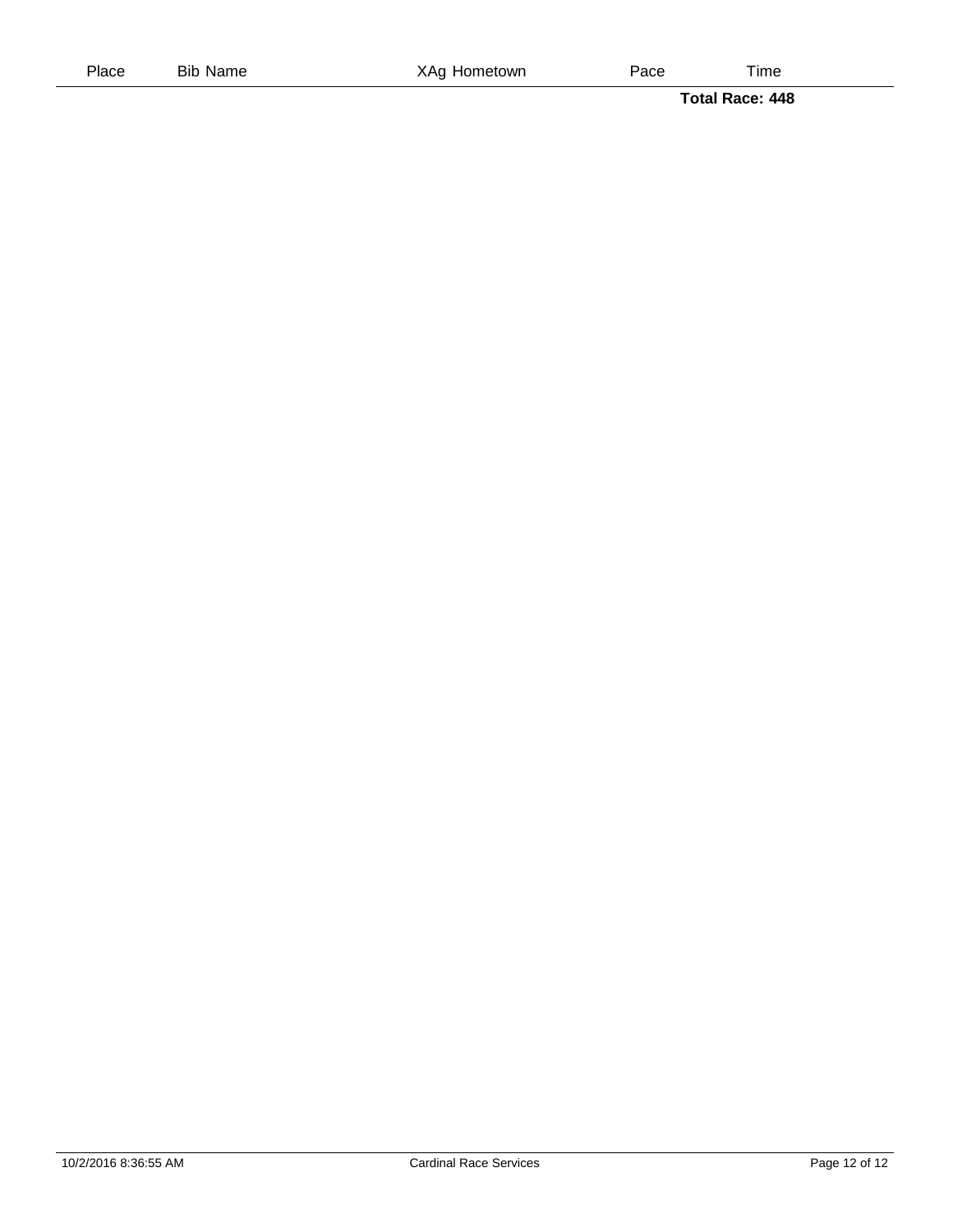| Place | Bib Name | XAg Hometown | Pace | Time |
| --- | --- | --- | --- | --- |

**Total Race: 448**